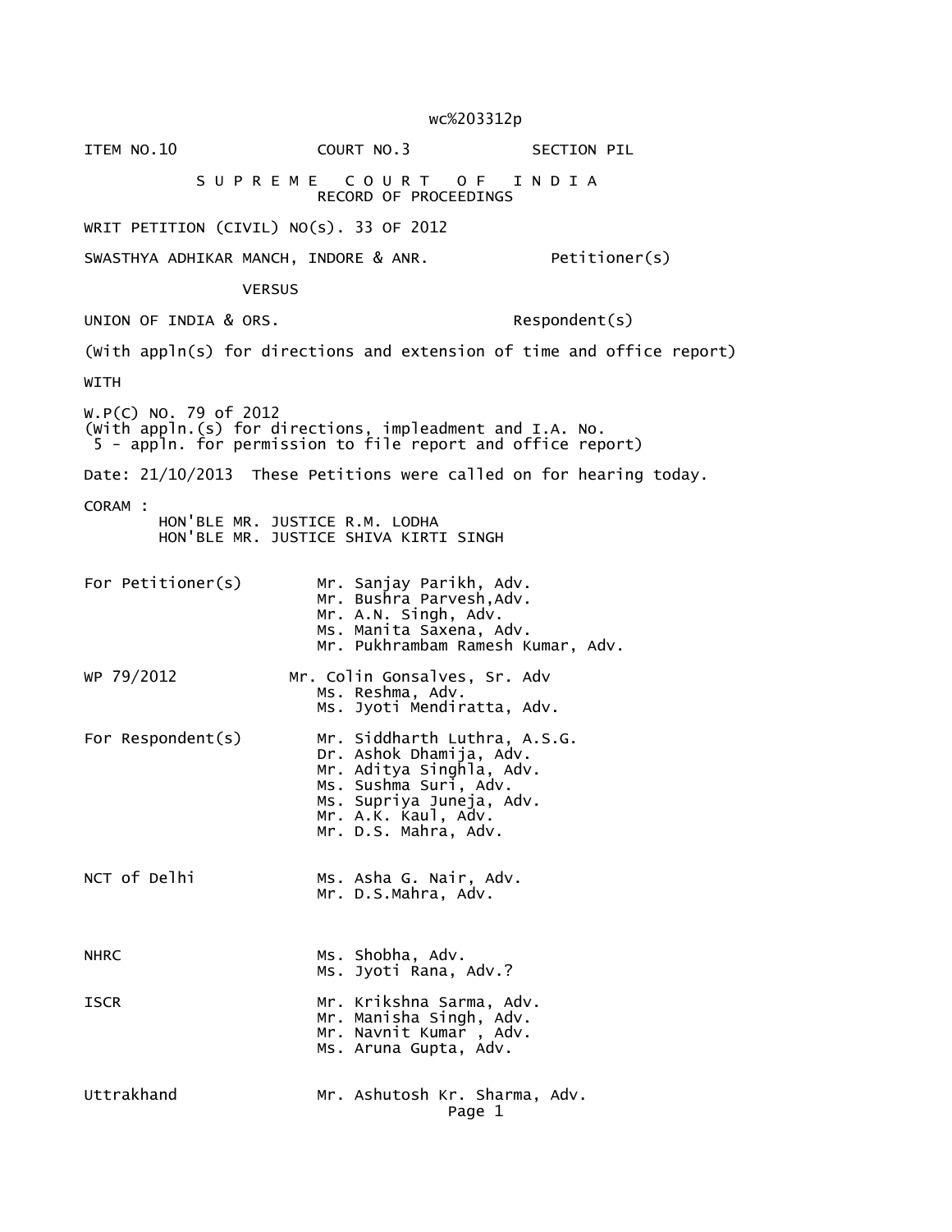wc%203312p

ITEM NO.10                COURT NO.3              SECTION PIL

# S U P R E M E   C O U R T   O F   I N D I A

## RECORD OF PROCEEDINGS

WRIT PETITION (CIVIL) NO(s). 33 OF 2012

SWASTHYA ADHIKAR MANCH, INDORE & ANR.            Petitioner(s)

VERSUS

UNION OF INDIA & ORS.                            Respondent(s)

(With appln(s) for directions and extension of time and office report)

WITH

W.P(C) NO. 79 of 2012
(With appln.(s) for directions, impleadment and I.A. No.
5 - appln. for permission to file report and office report)

Date: 21/10/2013  These Petitions were called on for hearing today.

CORAM :
HON'BLE MR. JUSTICE R.M. LODHA
HON'BLE MR. JUSTICE SHIVA KIRTI SINGH

For Petitioner(s)
Mr. Sanjay Parikh, Adv.
Mr. Bushra Parvesh,Adv.
Mr. A.N. Singh, Adv.
Ms. Manita Saxena, Adv.
Mr. Pukhrambam Ramesh Kumar, Adv.

WP 79/2012
Mr. Colin Gonsalves, Sr. Adv
Ms. Reshma, Adv.
Ms. Jyoti Mendiratta, Adv.

For Respondent(s)
Mr. Siddharth Luthra, A.S.G.
Dr. Ashok Dhamija, Adv.
Mr. Aditya Singhla, Adv.
Ms. Sushma Suri, Adv.
Ms. Supriya Juneja, Adv.
Mr. A.K. Kaul, Adv.
Mr. D.S. Mahra, Adv.

NCT of Delhi
Ms. Asha G. Nair, Adv.
Mr. D.S.Mahra, Adv.

NHRC
Ms. Shobha, Adv.
Ms. Jyoti Rana, Adv.?

ISCR
Mr. Krikshna Sarma, Adv.
Mr. Manisha Singh, Adv.
Mr. Navnit Kumar , Adv.
Ms. Aruna Gupta, Adv.

Uttrakhand
Mr. Ashutosh Kr. Sharma, Adv.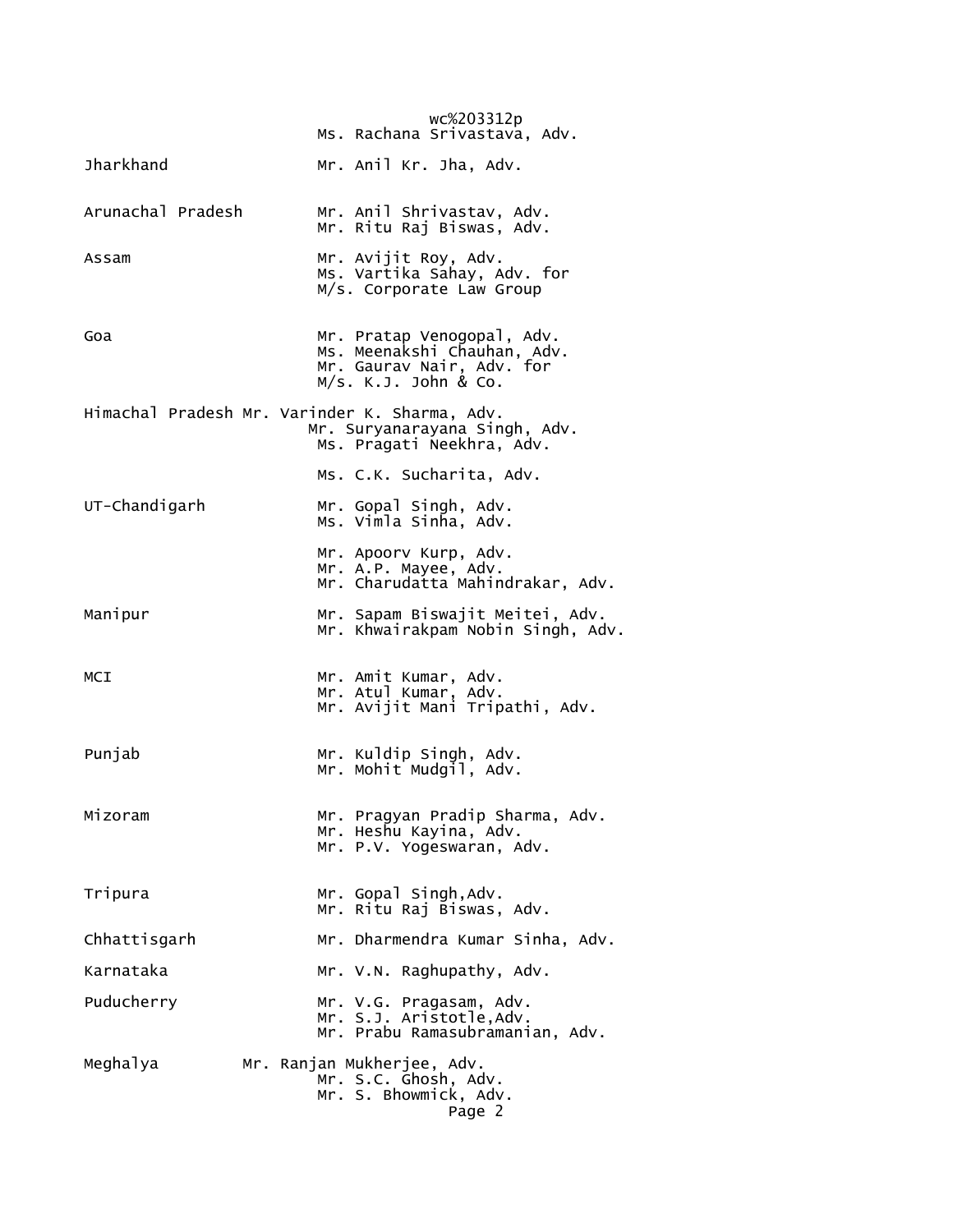Ms. Rachana Srivastava, Adv.

| | |
|---|---|
| Jharkhand | Mr. Anil Kr. Jha, Adv. |
| Arunachal Pradesh | Mr. Anil Shrivastav, Adv.<br>Mr. Ritu Raj Biswas, Adv. |
| Assam | Mr. Avijit Roy, Adv.<br>Ms. Vartika Sahay, Adv. for<br>M/s. Corporate Law Group |
| Goa | Mr. Pratap Venogopal, Adv.<br>Ms. Meenakshi Chauhan, Adv.<br>Mr. Gaurav Nair, Adv. for<br>M/s. K.J. John & Co. |
| Himachal Pradesh | Mr. Varinder K. Sharma, Adv.<br>Mr. Suryanarayana Singh, Adv.<br>Ms. Pragati Neekhra, Adv. |
| | Ms. C.K. Sucharita, Adv. |
| UT-Chandigarh | Mr. Gopal Singh, Adv.<br>Ms. Vimla Sinha, Adv. |
| | Mr. Apoorv Kurp, Adv.<br>Mr. A.P. Mayee, Adv.<br>Mr. Charudatta Mahindrakar, Adv. |
| Manipur | Mr. Sapam Biswajit Meitei, Adv.<br>Mr. Khwairakpam Nobin Singh, Adv. |
| MCI | Mr. Amit Kumar, Adv.<br>Mr. Atul Kumar, Adv.<br>Mr. Avijit Mani Tripathi, Adv. |
| Punjab | Mr. Kuldip Singh, Adv.<br>Mr. Mohit Mudgil, Adv. |
| Mizoram | Mr. Pragyan Pradip Sharma, Adv.<br>Mr. Heshu Kayina, Adv.<br>Mr. P.V. Yogeswaran, Adv. |
| Tripura | Mr. Gopal Singh,Adv.<br>Mr. Ritu Raj Biswas, Adv. |
| Chhattisgarh | Mr. Dharmendra Kumar Sinha, Adv. |
| Karnataka | Mr. V.N. Raghupathy, Adv. |
| Puducherry | Mr. V.G. Pragasam, Adv.<br>Mr. S.J. Aristotle,Adv.<br>Mr. Prabu Ramasubramanian, Adv. |
| Meghalya | Mr. Ranjan Mukherjee, Adv.<br>Mr. S.C. Ghosh, Adv.<br>Mr. S. Bhowmick, Adv. |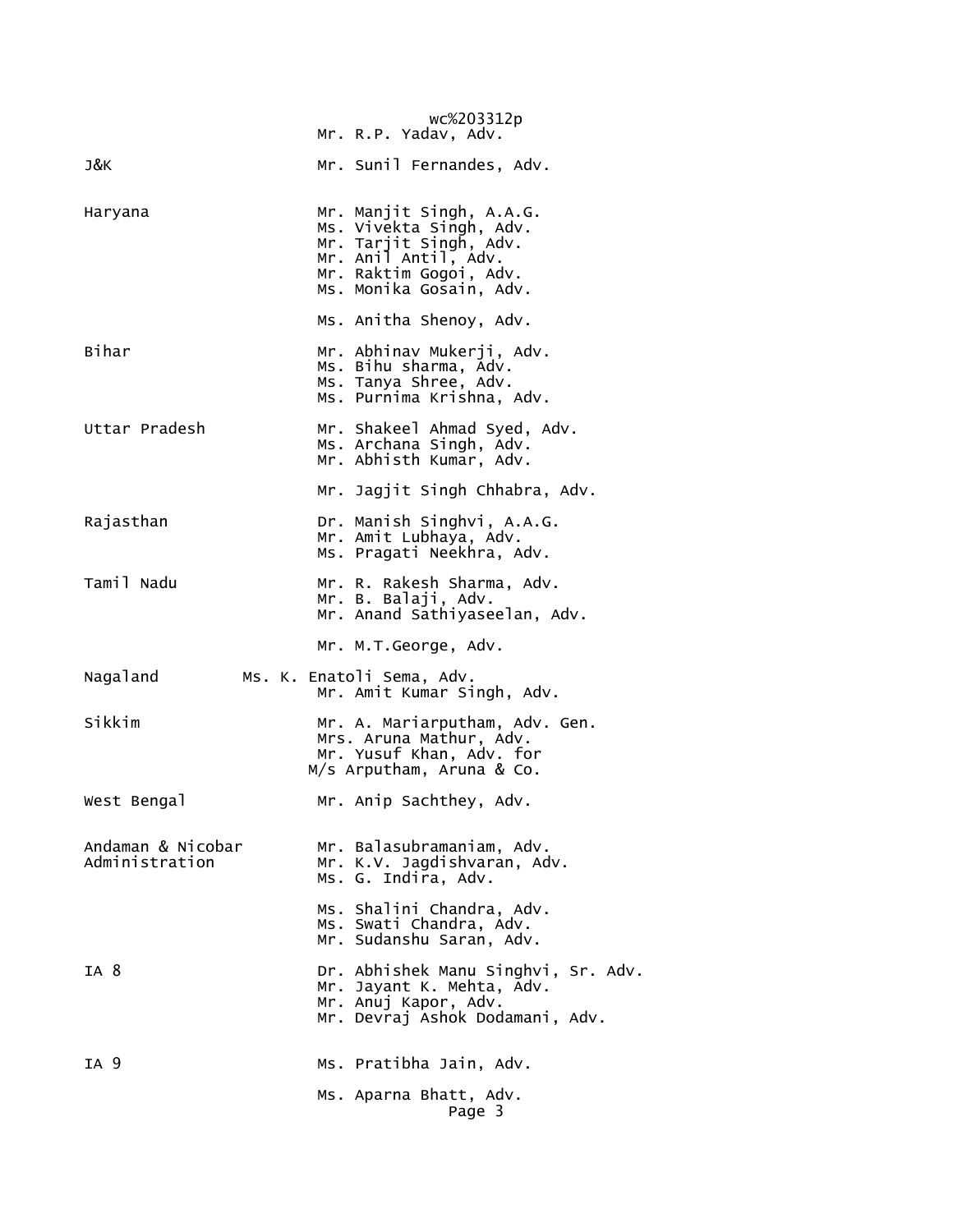Mr. R.P. Yadav, Adv.

| | |
|---|---|
| J&K | Mr. Sunil Fernandes, Adv. |
| Haryana | Mr. Manjit Singh, A.A.G.<br>Ms. Vivekta Singh, Adv.<br>Mr. Tarjit Singh, Adv.<br>Mr. Anil Antil, Adv.<br>Mr. Raktim Gogoi, Adv.<br>Ms. Monika Gosain, Adv. |
| | Ms. Anitha Shenoy, Adv. |
| Bihar | Mr. Abhinav Mukerji, Adv.<br>Ms. Bihu sharma, Adv.<br>Ms. Tanya Shree, Adv.<br>Ms. Purnima Krishna, Adv. |
| Uttar Pradesh | Mr. Shakeel Ahmad Syed, Adv.<br>Ms. Archana Singh, Adv.<br>Mr. Abhisth Kumar, Adv. |
| | Mr. Jagjit Singh Chhabra, Adv. |
| Rajasthan | Dr. Manish Singhvi, A.A.G.<br>Mr. Amit Lubhaya, Adv.<br>Ms. Pragati Neekhra, Adv. |
| Tamil Nadu | Mr. R. Rakesh Sharma, Adv.<br>Mr. B. Balaji, Adv.<br>Mr. Anand Sathiyaseelan, Adv. |
| | Mr. M.T.George, Adv. |
| Nagaland | Ms. K. Enatoli Sema, Adv.<br>Mr. Amit Kumar Singh, Adv. |
| Sikkim | Mr. A. Mariarputham, Adv. Gen.<br>Mrs. Aruna Mathur, Adv.<br>Mr. Yusuf Khan, Adv. for<br>M/s Arputham, Aruna & Co. |
| West Bengal | Mr. Anip Sachthey, Adv. |
| Andaman & Nicobar Administration | Mr. Balasubramaniam, Adv.<br>Mr. K.V. Jagdishvaran, Adv.<br>Ms. G. Indira, Adv. |
| | Ms. Shalini Chandra, Adv.<br>Ms. Swati Chandra, Adv.<br>Mr. Sudanshu Saran, Adv. |
| IA 8 | Dr. Abhishek Manu Singhvi, Sr. Adv.<br>Mr. Jayant K. Mehta, Adv.<br>Mr. Anuj Kapor, Adv.<br>Mr. Devraj Ashok Dodamani, Adv. |
| IA 9 | Ms. Pratibha Jain, Adv. |
| | Ms. Aparna Bhatt, Adv. |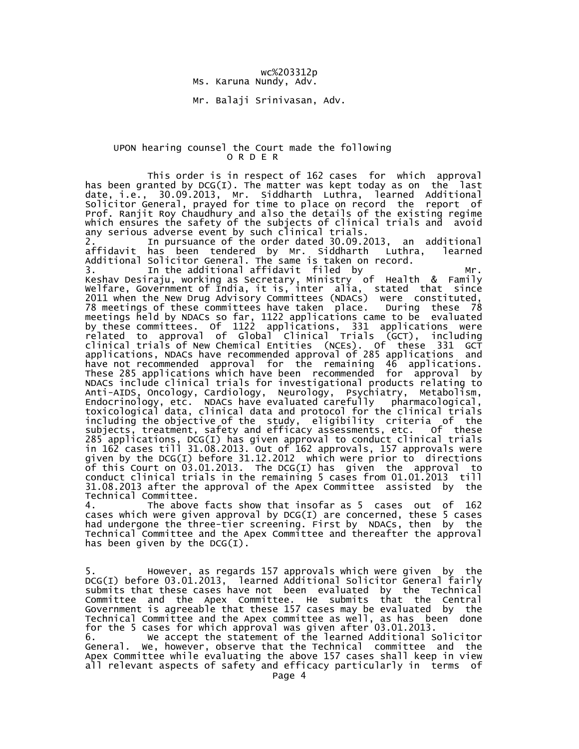wc%203312p

Ms. Karuna Nundy, Adv.

Mr. Balaji Srinivasan, Adv.

UPON hearing counsel the Court made the following

O R D E R

This order is in respect of 162 cases for which approval has been granted by DCG(I). The matter was kept today as on the last date, i.e., 30.09.2013, Mr. Siddharth Luthra, learned Additional Solicitor General, prayed for time to place on record the report of Prof. Ranjit Roy Chaudhury and also the details of the existing regime which ensures the safety of the subjects of clinical trials and avoid any serious adverse event by such clinical trials.

2. In pursuance of the order dated 30.09.2013, an additional affidavit has been tendered by Mr. Siddharth Luthra, learned Additional Solicitor General. The same is taken on record.

3. In the additional affidavit filed by Mr. Keshav Desiraju, working as Secretary, Ministry of Health & Family Welfare, Government of India, it is, inter alia, stated that since 2011 when the New Drug Advisory Committees (NDACs) were constituted, 78 meetings of these committees have taken place. During these 78 meetings held by NDACs so far, 1122 applications came to be evaluated by these committees. Of 1122 applications, 331 applications were related to approval of Global Clinical Trials (GCT), including clinical trials of New Chemical Entities (NCEs). Of these 331 GCT applications, NDACs have recommended approval of 285 applications and have not recommended approval for the remaining 46 applications. These 285 applications which have been recommended for approval by NDACs include clinical trials for investigational products relating to Anti-AIDS, Oncology, Cardiology, Neurology, Psychiatry, Metabolism, Endocrinology, etc. NDACs have evaluated carefully pharmacological, toxicological data, clinical data and protocol for the clinical trials including the objective of the study, eligibility criteria of the subjects, treatment, safety and efficacy assessments, etc. Of these 285 applications, DCG(I) has given approval to conduct clinical trials in 162 cases till 31.08.2013. Out of 162 approvals, 157 approvals were given by the DCG(I) before 31.12.2012 which were prior to directions of this Court on 03.01.2013. The DCG(I) has given the approval to conduct clinical trials in the remaining 5 cases from 01.01.2013 till 31.08.2013 after the approval of the Apex Committee assisted by the Technical Committee.

4. The above facts show that insofar as 5 cases out of 162 cases which were given approval by DCG(I) are concerned, these 5 cases had undergone the three-tier screening. First by NDACs, then by the Technical Committee and the Apex Committee and thereafter the approval has been given by the DCG(I).

5. However, as regards 157 approvals which were given by the DCG(I) before 03.01.2013, learned Additional Solicitor General fairly submits that these cases have not been evaluated by the Technical Committee and the Apex Committee. He submits that the Central Government is agreeable that these 157 cases may be evaluated by the Technical Committee and the Apex committee as well, as has been done for the 5 cases for which approval was given after 03.01.2013.

6. We accept the statement of the learned Additional Solicitor General. We, however, observe that the Technical committee and the Apex Committee while evaluating the above 157 cases shall keep in view all relevant aspects of safety and efficacy particularly in terms of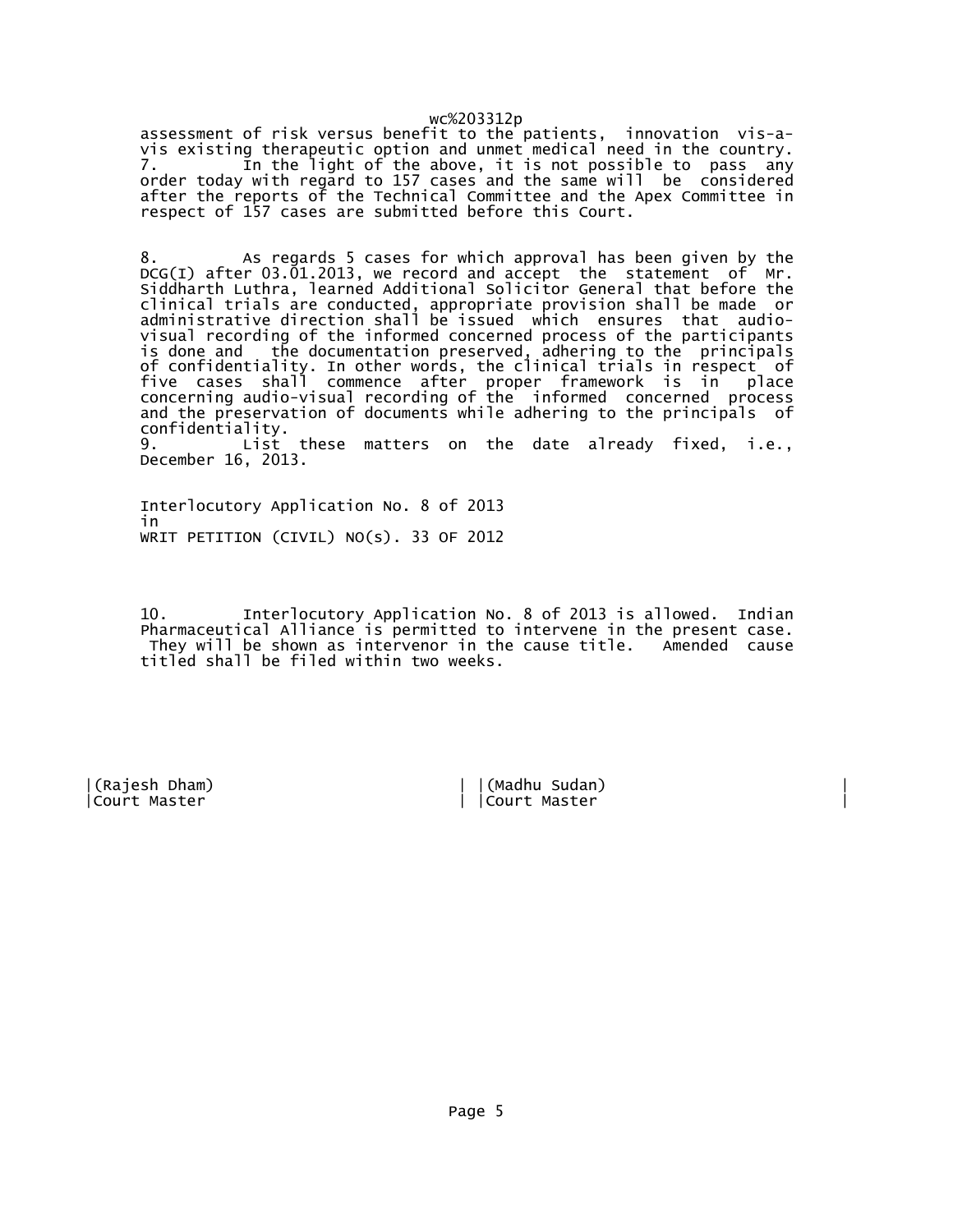assessment of risk versus benefit to the patients, innovation vis-a-vis existing therapeutic option and unmet medical need in the country.

7. In the light of the above, it is not possible to pass any order today with regard to 157 cases and the same will be considered after the reports of the Technical Committee and the Apex Committee in respect of 157 cases are submitted before this Court.

8. As regards 5 cases for which approval has been given by the DCG(I) after 03.01.2013, we record and accept the statement of Mr. Siddharth Luthra, learned Additional Solicitor General that before the clinical trials are conducted, appropriate provision shall be made or administrative direction shall be issued which ensures that audio-visual recording of the informed concerned process of the participants is done and the documentation preserved, adhering to the principals of confidentiality. In other words, the clinical trials in respect of five cases shall commence after proper framework is in place concerning audio-visual recording of the informed concerned process and the preservation of documents while adhering to the principals of confidentiality.

9. List these matters on the date already fixed, i.e., December 16, 2013.

Interlocutory Application No. 8 of 2013
in
WRIT PETITION (CIVIL) NO(s). 33 OF 2012

10. Interlocutory Application No. 8 of 2013 is allowed. Indian Pharmaceutical Alliance is permitted to intervene in the present case. They will be shown as intervenor in the cause title. Amended cause titled shall be filed within two weeks.

| | |
|---|---|
| (Rajesh Dham) | (Madhu Sudan) |
| Court Master | Court Master |